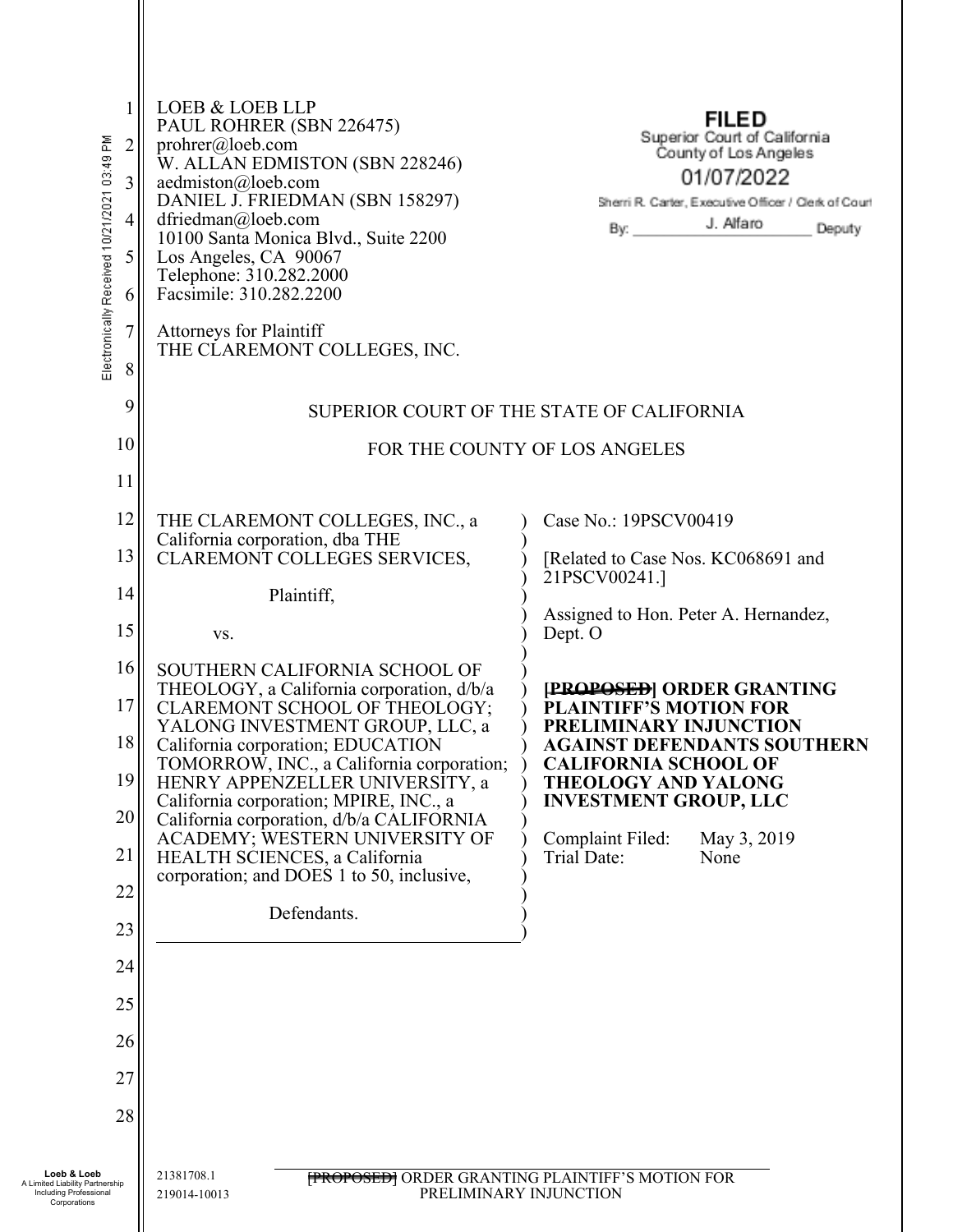LOEB & LOEB LLP
PAUL ROHRER (SBN 226475)
prohrer@loeb.com
W. ALLAN EDMISTON (SBN 228246)
aedmiston@loeb.com
DANIEL J. FRIEDMAN (SBN 158297)
dfriedman@loeb.com
10100 Santa Monica Blvd., Suite 2200
Los Angeles, CA 90067
Telephone: 310.282.2000
Facsimile: 310.282.2200

Attorneys for Plaintiff
THE CLAREMONT COLLEGES, INC.

**FILED**
Superior Court of California
County of Los Angeles
01/07/2022
Sherri R. Carter, Executive Officer / Clerk of Court
By: J. Alfaro Deputy

Electronically Received 10/21/2021 03:49 PM

SUPERIOR COURT OF THE STATE OF CALIFORNIA

FOR THE COUNTY OF LOS ANGELES

| | |
|---|---|
| THE CLAREMONT COLLEGES, INC., a California corporation, dba THE CLAREMONT COLLEGES SERVICES,<br><br>Plaintiff,<br><br>vs.<br><br>SOUTHERN CALIFORNIA SCHOOL OF THEOLOGY, a California corporation, d/b/a CLAREMONT SCHOOL OF THEOLOGY; YALONG INVESTMENT GROUP, LLC, a California corporation; EDUCATION TOMORROW, INC., a California corporation; HENRY APPENZELLER UNIVERSITY, a California corporation; MPIRE, INC., a California corporation, d/b/a CALIFORNIA ACADEMY; WESTERN UNIVERSITY OF HEALTH SCIENCES, a California corporation; and DOES 1 to 50, inclusive,<br><br>Defendants. | Case No.: 19PSCV00419<br><br>[Related to Case Nos. KC068691 and 21PSCV00241.]<br><br>Assigned to Hon. Peter A. Hernandez, Dept. O<br><br>**~~[PROPOSED]~~ ORDER GRANTING PLAINTIFF'S MOTION FOR PRELIMINARY INJUNCTION AGAINST DEFENDANTS SOUTHERN CALIFORNIA SCHOOL OF THEOLOGY AND YALONG INVESTMENT GROUP, LLC**<br><br>Complaint Filed: May 3, 2019<br>Trial Date: None |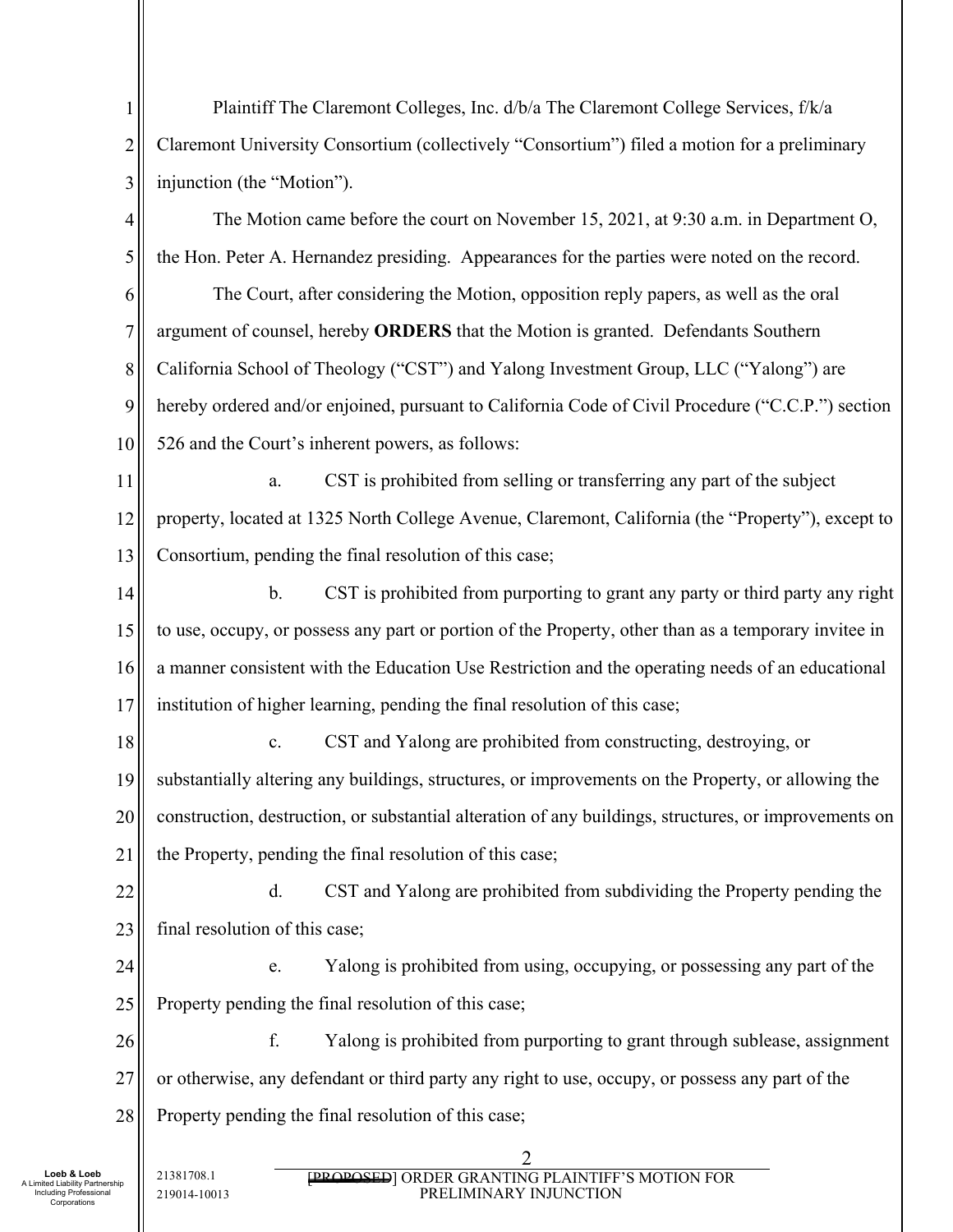Plaintiff The Claremont Colleges, Inc. d/b/a The Claremont College Services, f/k/a Claremont University Consortium (collectively "Consortium") filed a motion for a preliminary injunction (the "Motion").

The Motion came before the court on November 15, 2021, at 9:30 a.m. in Department O, the Hon. Peter A. Hernandez presiding. Appearances for the parties were noted on the record.

The Court, after considering the Motion, opposition reply papers, as well as the oral argument of counsel, hereby **ORDERS** that the Motion is granted. Defendants Southern California School of Theology ("CST") and Yalong Investment Group, LLC ("Yalong") are hereby ordered and/or enjoined, pursuant to California Code of Civil Procedure ("C.C.P.") section 526 and the Court's inherent powers, as follows:

a. CST is prohibited from selling or transferring any part of the subject property, located at 1325 North College Avenue, Claremont, California (the "Property"), except to Consortium, pending the final resolution of this case;

b. CST is prohibited from purporting to grant any party or third party any right to use, occupy, or possess any part or portion of the Property, other than as a temporary invitee in a manner consistent with the Education Use Restriction and the operating needs of an educational institution of higher learning, pending the final resolution of this case;

c. CST and Yalong are prohibited from constructing, destroying, or substantially altering any buildings, structures, or improvements on the Property, or allowing the construction, destruction, or substantial alteration of any buildings, structures, or improvements on the Property, pending the final resolution of this case;

d. CST and Yalong are prohibited from subdividing the Property pending the final resolution of this case;

e. Yalong is prohibited from using, occupying, or possessing any part of the Property pending the final resolution of this case;

f. Yalong is prohibited from purporting to grant through sublease, assignment or otherwise, any defendant or third party any right to use, occupy, or possess any part of the Property pending the final resolution of this case;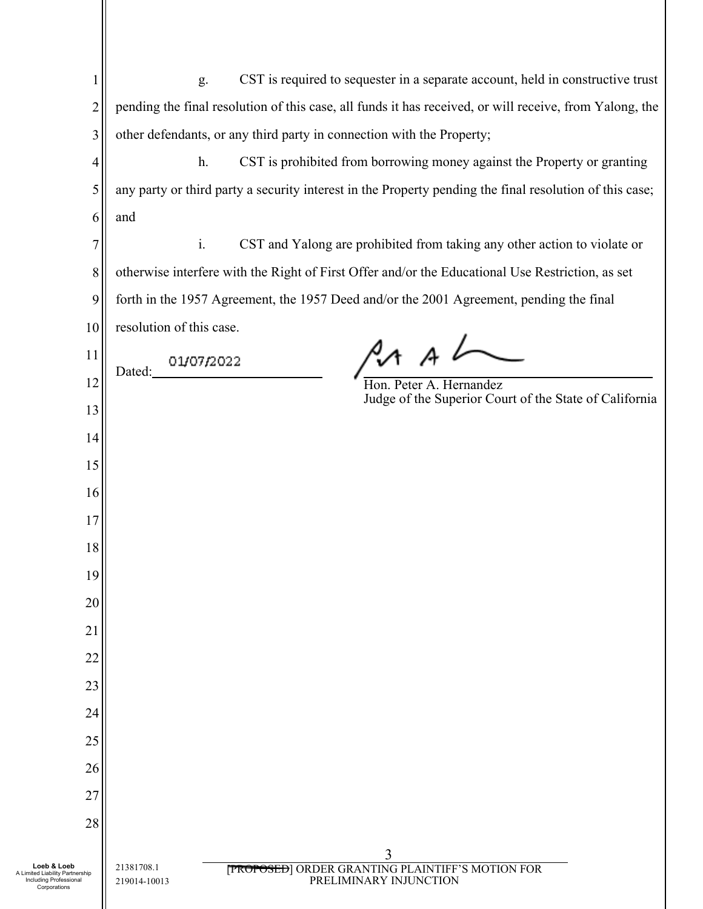g. CST is required to sequester in a separate account, held in constructive trust pending the final resolution of this case, all funds it has received, or will receive, from Yalong, the other defendants, or any third party in connection with the Property;

h. CST is prohibited from borrowing money against the Property or granting any party or third party a security interest in the Property pending the final resolution of this case; and

i. CST and Yalong are prohibited from taking any other action to violate or otherwise interfere with the Right of First Offer and/or the Educational Use Restriction, as set forth in the 1957 Agreement, the 1957 Deed and/or the 2001 Agreement, pending the final resolution of this case.

Dated: 01/07/2022

Hon. Peter A. Hernandez
Judge of the Superior Court of the State of California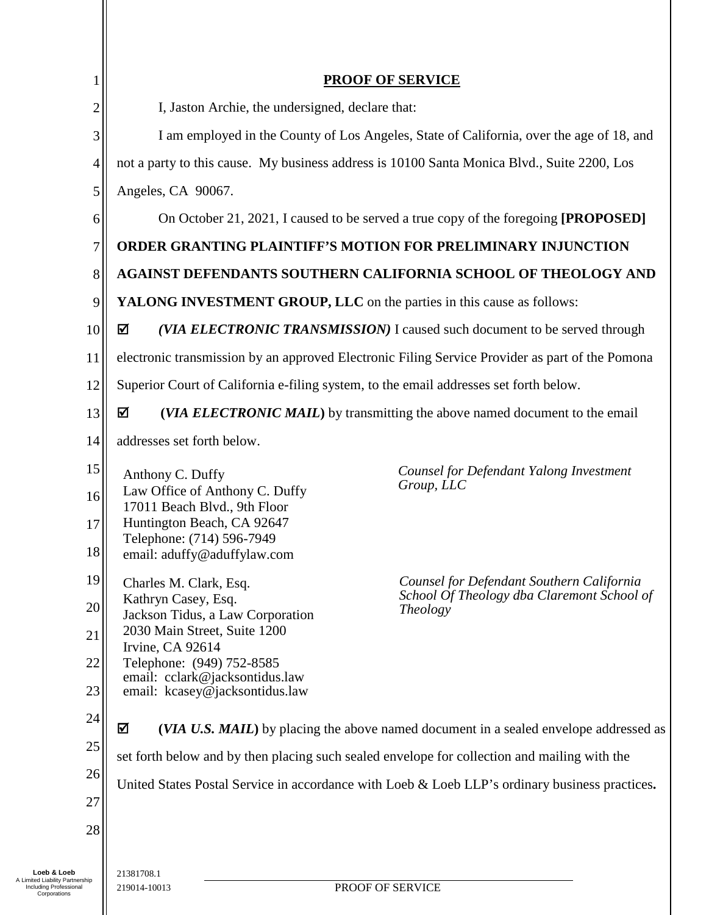## PROOF OF SERVICE

I, Jaston Archie, the undersigned, declare that:

I am employed in the County of Los Angeles, State of California, over the age of 18, and not a party to this cause. My business address is 10100 Santa Monica Blvd., Suite 2200, Los Angeles, CA 90067.

On October 21, 2021, I caused to be served a true copy of the foregoing **[PROPOSED] ORDER GRANTING PLAINTIFF'S MOTION FOR PRELIMINARY INJUNCTION AGAINST DEFENDANTS SOUTHERN CALIFORNIA SCHOOL OF THEOLOGY AND YALONG INVESTMENT GROUP, LLC** on the parties in this cause as follows:

☑ ***(VIA ELECTRONIC TRANSMISSION)*** I caused such document to be served through electronic transmission by an approved Electronic Filing Service Provider as part of the Pomona Superior Court of California e-filing system, to the email addresses set forth below.

☑ **(*VIA ELECTRONIC MAIL*)** by transmitting the above named document to the email addresses set forth below.

Anthony C. Duffy
Law Office of Anthony C. Duffy
17011 Beach Blvd., 9th Floor
Huntington Beach, CA 92647
Telephone: (714) 596-7949
email: aduffy@aduffylaw.com

*Counsel for Defendant Yalong Investment Group, LLC*

Charles M. Clark, Esq.
Kathryn Casey, Esq.
Jackson Tidus, a Law Corporation
2030 Main Street, Suite 1200
Irvine, CA 92614
Telephone: (949) 752-8585
email: cclark@jacksontidus.law
email: kcasey@jacksontidus.law

*Counsel for Defendant Southern California School Of Theology dba Claremont School of Theology*

☑ **(*VIA U.S. MAIL*)** by placing the above named document in a sealed envelope addressed as set forth below and by then placing such sealed envelope for collection and mailing with the United States Postal Service in accordance with Loeb & Loeb LLP's ordinary business practices**.**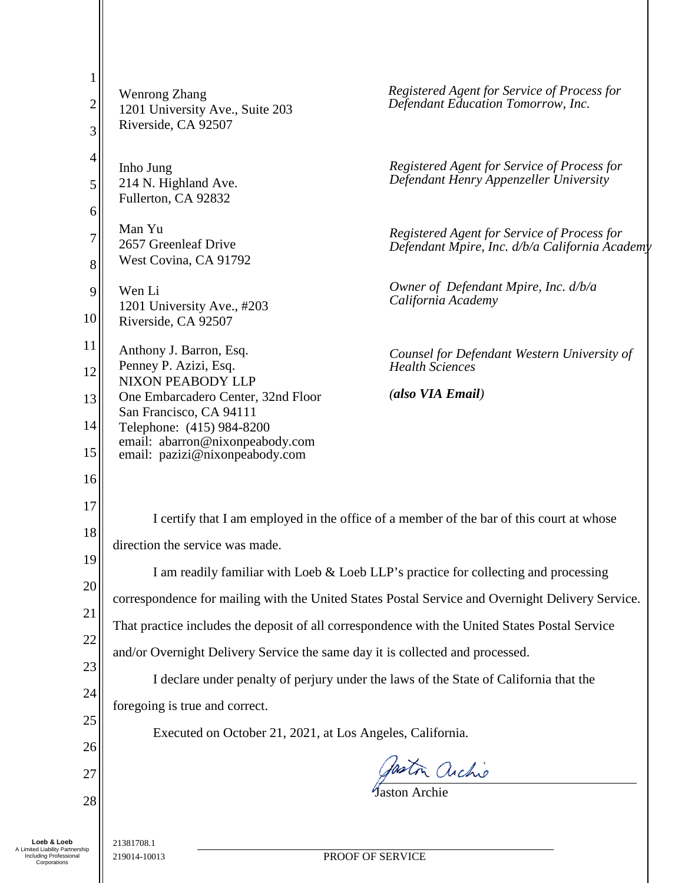Wenrong Zhang
1201 University Ave., Suite 203
Riverside, CA 92507

*Registered Agent for Service of Process for Defendant Education Tomorrow, Inc.*

Inho Jung
214 N. Highland Ave.
Fullerton, CA 92832

*Registered Agent for Service of Process for Defendant Henry Appenzeller University*

Man Yu
2657 Greenleaf Drive
West Covina, CA 91792

*Registered Agent for Service of Process for Defendant Mpire, Inc. d/b/a California Academy*

Wen Li
1201 University Ave., #203
Riverside, CA 92507

*Owner of Defendant Mpire, Inc. d/b/a California Academy*

Anthony J. Barron, Esq.
Penney P. Azizi, Esq.
NIXON PEABODY LLP
One Embarcadero Center, 32nd Floor
San Francisco, CA 94111
Telephone: (415) 984-8200
email: abarron@nixonpeabody.com
email: pazizi@nixonpeabody.com

*Counsel for Defendant Western University of Health Sciences*

*(**also VIA Email**)*

I certify that I am employed in the office of a member of the bar of this court at whose direction the service was made.

I am readily familiar with Loeb & Loeb LLP's practice for collecting and processing correspondence for mailing with the United States Postal Service and Overnight Delivery Service. That practice includes the deposit of all correspondence with the United States Postal Service and/or Overnight Delivery Service the same day it is collected and processed.

I declare under penalty of perjury under the laws of the State of California that the foregoing is true and correct.

Executed on October 21, 2021, at Los Angeles, California.

Jaston Archie